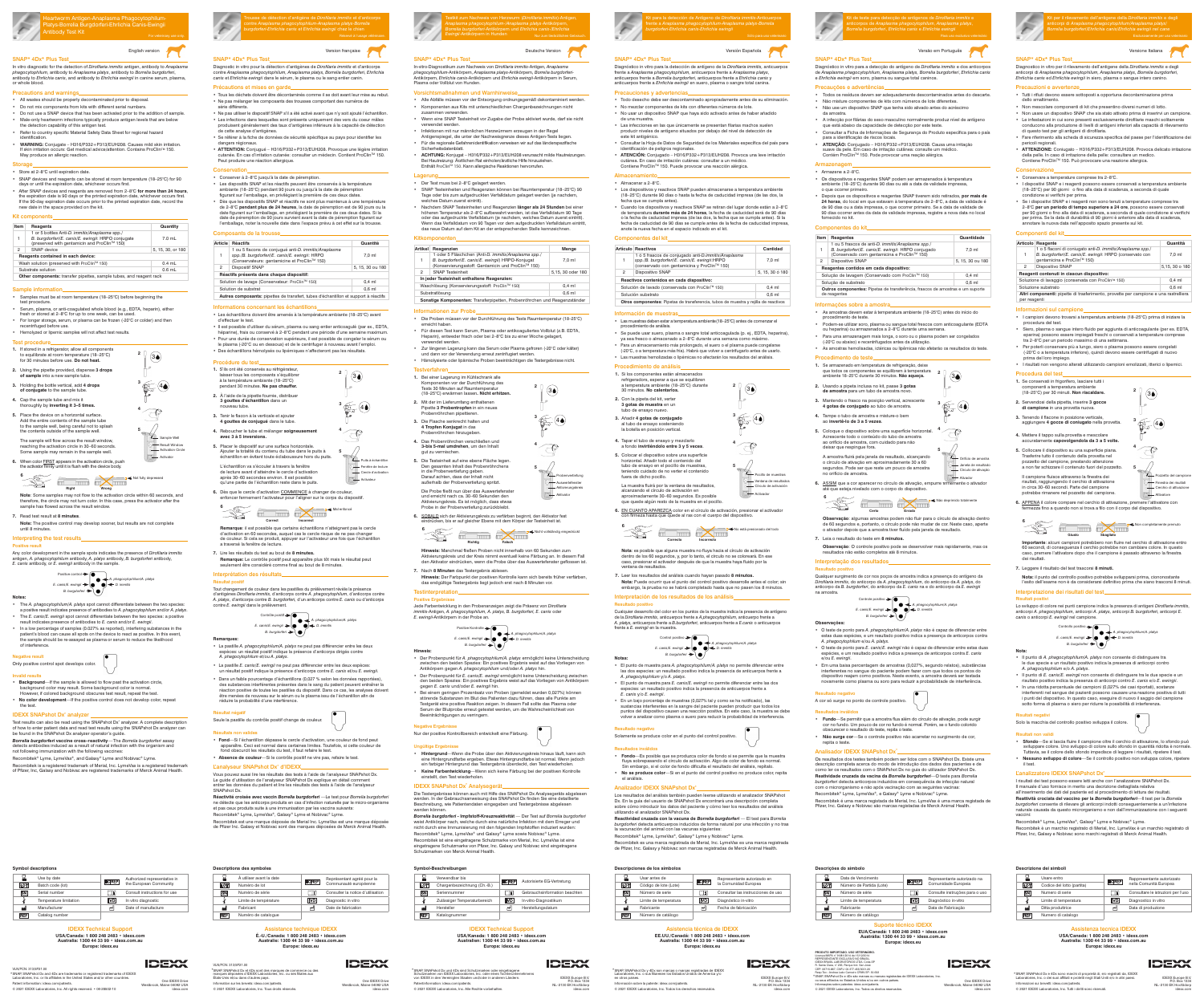# Heartworm Antigen-Anaplasma Phagocytophilum-Platys-Borrelia Burgdorferi-Ehrlichia Canis-Ewingii Antibody Test Kit

For veterinary use only

English version

## SNAP* 4Dx* Plus Test

In vitro diagnostic for the detection of *Dirofilaria immitis* antigen, antibody to *Anaplasma phagocytophilum*, antibody to *Anaplasma platys*, antibody to *Borrelia burgdorferi*, antibody to *Ehrlichia canis*, and antibody to *Ehrlichia ewingii* in canine serum, plasma, or whole blood.

### Precautions and warnings

- All wastes should be properly decontaminated prior to disposal.
- Do not mix components from kits with different serial numbers.
- Do not use a SNAP device that has been activated prior to the addition of sample.
- Male-only heartworm infections typically produce antigen levels that are below the detection capability of this antigen test.
- Refer to country specific Material Safety Data Sheet for regional hazard identification.
- **WARNING:** Conjugate – H316/P332+P313/EUH208: Causes mild skin irritation. If skin irritation occurs: Get medical advice/attention. Contains ProClin™ 150. May produce an allergic reaction.

### Storage

- Store at 2–8°C until expiration date.
- SNAP devices and reagents can be stored at room temperature (18–25°C) for 90 days or until the expiration date, whichever occurs first.
- After SNAP devices and reagents are removed from 2–8°C **for more than 24 hours**, the expiration date is 90 days or the printed expiration date, whichever occurs first. If the 90-day expiration date occurs prior to the printed expiration date, record the new date in the space provided on the kit.

### Kit components

| Item | Reagents | Quantity |
|---|---|---|
| 1 | 1 or 5 bottles Anti-*D. immitis/Anaplasma* spp./*B. burgdorferi/E. canis/E. ewingii*: HRPO conjugate (preserved with gentamicin and ProClin™ 150) | 7.0 mL |
| 2 | SNAP device | 5, 15, 30 or 180 |
| Reagents contained in each device: | | |
| | Wash solution (preserved with ProClin™ 150) | 0.4 mL |
| | Substrate solution | 0.6 mL |
| Other components: transfer pipettes, sample tubes, and reagent rack | | |

### Sample information

- Samples must be at room temperature (18–25°C) before beginning the test procedure.
- Serum, plasma, or anti-coagulated whole blood (e.g., EDTA, heparin), either fresh or stored at 2–8°C for up to one week, can be used.
- For longer storage, serum or plasma can be frozen (-20°C or colder) and then recentrifuged before use.
- Hemolyzed or lipemic samples will not affect test results.

### Test procedure

1. If stored in a refrigerator, allow all components to equilibrate at room temperature (18–25°C) for 30 minutes before use. **Do not heat.**
2. Using the pipette provided, **dispense 3 drops of sample** into a new sample tube.
3. Holding the bottle vertical, **add 4 drops of conjugate** to the sample tube.
4. Cap the sample tube and mix it thoroughly by **inverting it 3–5 times.**
5. Place the device on a horizontal surface. Add the entire contents of the sample tube to the sample well, being careful not to splash the contents outside of the sample well.

   The sample will flow across the result window, reaching the activation circle in 30–60 seconds. Some sample may remain in the sample well.

6. When color FIRST appears in the activation circle, push the activator firmly until it is flush with the device body.

   Sample Well / Result Window / Activation Circle / Activator

   Right / Wrong / Not fully depressed

   **Note:** Some samples may not flow to the activation circle within 60 seconds, and therefore, the circle may not turn color. In this case, press the activator after the sample has flowed across the result window.

7. Read test result at **8 minutes.**

   **Note:** The positive control may develop sooner, but results are not complete until 8 minutes.

### Interpreting the test results

#### Positive result

Any color development in the sample spots indicates the presence of *Dirofilaria immitis* antigen, *A. phagocytophilum* antibody, *A. platys* antibody, *B. burgdorferi* antibody, *E. canis* antibody, or *E. ewingii* antibody in the sample.

Positive control / *A. phagocytophilum/A. platys* / *E. canis/E. ewingii* / *D. immitis* / *B. burgdorferi*

**Notes:**

- The *A. phagocytophilum/A. platys* spot cannot differentiate between the two species: a positive result indicates presence of antibodies to *A. phagocytophilum* and/or *A. platys*.
- The *E. canis/E. ewingii* spot cannot differentiate between the two species: a positive result indicates presence of antibodies to *E. canis* and/or *E. ewingii*.
- In a low percentage of samples (0.02% as reported), interfering substances in the patient's blood can cause all spots on the device to react as positive. In this event, the sample should be re-assayed as plasma or serum to reduce the likelihood of interference.

#### Negative result

Only positive control spot develops color.

#### Invalid results

- **Background**—If the sample is allowed to flow past the activation circle, background color may result. Some background color is normal. However, if colored background obscures test result, repeat the test.
- **No color development**—If the positive control does not develop color, repeat the test.

### IDEXX SNAPshot Dx* analyzer

Test results can also be read using the SNAPshot Dx* analyzer. A complete description of how to enter patient data and read test results using the SNAPshot Dx analyzer can be found in the SNAPshot Dx analyzer operator's guide.

***Borrelia burgdorferi* vaccine cross-reactivity**—The *Borrelia burgdorferi* assay detects antibodies induced as a result of natural infection with the organism and not following immunization with the following vaccines:

Recombitek* Lyme, LymeVax*, and Galaxy* Lyme and Nobivac* Lyme.

Recombitek is a registered trademark of Merial, Inc. LymeVax is a registered trademark of Pfizer, Inc. Galaxy and Nobivac are registered trademarks of Merck Animal Health.

#### Symbol descriptions

| | | | |
|---|---|---|---|
| Use by date | | Authorized representative in the European Community | |
| Batch code (lot) | | Consult instructions for use | |
| Serial number | | In vitro diagnostic | |
| Temperature limitation | | Date of manufacture | |
| Manufacturer | | | |
| Catalog number | | | |

**IDEXX Technical Support**
USA/Canada: 1 800 248 2483 • idexx.com
Australia: 1300 44 33 99 • idexx.com.au
Europe: idexx.eu

---

# Trousse de détection de l'antigène de Dirofilaria immitis et d'anticorps contre Anaplasma phagocytophilum-Anaplasma platys-Borrelia burgdorferi-Ehrlichia canis-Ewingii dans le chien

Réservé à l'usage vétérinaire

Version française

## SNAP* 4Dx* Plus Test

Diagnostic in vitro pour la détection d'antigènes de *Dirofilaria immitis*, et d'anticorps contre *Anaplasma phagocytophilum*, *Anaplasma platys*, *Borrelia burgdorferi*, *Ehrlichia canis* et *Ehrlichia ewingii* dans le sérum, le plasma ou le sang entier canin.

### Précautions et mises en garde

- Tous les déchets doivent être décontaminés comme il se doit avant leur mise au rebut.
- Ne pas mélanger les composants des trousses comportant des numéros de série différents.
- Ne pas utiliser le dispositif SNAP s'il a été activé avant que n'y soit ajouté l'échantillon.
- Les infections dans lesquelles ne sont présents uniquement des vers du cœur mâles produisent généralement des taux d'antigènes inférieurs à la capacité de détection de cette analyse d'antigènes.
- Se référer à la fiche de données de sécurité spécifique au pays pour identifier les dangers régionaux.
- **ATTENTION:** Conjugué – H316/P332+P313/EUH208. Provoque une légère irritation cutanée. En cas d'irritation cutanée: consulter un médecin. Contient ProClin™ 150. Peut produire une réaction allergique.

### Conservation

- Conserver à 2–8°C jusqu'à la date de péremption.
- Les dispositifs SNAP et les réactifs peuvent être conservés à la température ambiante (18–25°C) pendant 90 jours ou jusqu'à la date de péremption figurant sur l'emballage, en privilégiant la première de ces deux dates.
- Dès que les dispositifs SNAP et réactifs ne sont plus maintenus à une température de 2–8°C **pendant plus de 24 heures**, la date de péremption est de 90 jours ou la date figurant sur l'emballage, en privilégiant la première de ces deux dates. Si la date de péremption de 90 jours survient avant la date de péremption figurant sur l'emballage, noter la nouvelle date dans l'espace prévu à cet effet sur la trousse.

### Composants de la trousse

| Article | Réactifs | Quantité |
|---|---|---|
| 1 | 1 ou 5 flacons de conjugué anti-*D. immitis/Anaplasma* spp./*B. burgdorferi/E. canis/E. ewingii*: HRPO (Conservateurs: gentamicine et ProClin™ 150) | 7,0 ml |
| 2 | Dispositif SNAP | 5, 15, 30 ou 180 |
| Réactifs présents dans chaque dispositif: | | |
| | Solution de lavage (Conservateur: ProClin™ 150) | 0,4 ml |
| | Solution de substrat | 0,6 ml |
| Autres composants: pipettes de transfert, tubes d'échantillon et support à réactifs | | |

### Informations concernant les échantillons

- Les échantillons doivent être amenés à la température ambiante (18–25°C) avant d'effectuer le test.
- Il est possible d'utiliser du sérum, plasma ou sang entier anticoagulé (par ex., EDTA, héparine), frais ou conservé à 2–8°C pendant une période d'une semaine maximum.
- Pour une durée de conservation supérieure, il est possible de congeler le sérum ou le plasma (-20°C ou en dessous) et de le centrifuger à nouveau avant l'emploi.
- Des échantillons hémolysés ou lipémiques n'affecteront pas les résultats.

### Procédure du test

1. S'ils ont été conservés au réfrigérateur, laisser tous les composants s'équilibrer à la température ambiante (18–25°C) pendant 30 minutes. **Ne pas chauffer.**
2. À l'aide de la pipette fournie, distribuer **3 gouttes d'échantillon** dans un nouveau tube.
3. Tenir le flacon à la verticale et ajouter **4 gouttes de conjugué** dans le tube.
4. Reboucher le tube et mélanger **soigneusement avec 3 à 5 inversions.**
5. Placer le dispositif sur une surface horizontale. Ajouter la totalité du contenu du tube dans le puits à échantillon en évitant toute éclaboussure hors du puits.

   L'échantillon va s'écouler à travers la fenêtre de lecture avant d'atteindre le cercle d'activation après 30–60 secondes environ. Il est possible qu'une partie de l'échantillon reste dans le puits.

   Puits à échantillon / Fenêtre de lecture / Cercle d'activation / Activateur

6. Dès que le cercle d'activation COMMENCE à changer de couleur, enfoncer fermement l'activateur pour l'aligner sur le corps du dispositif.

   Correct / Incorrect / Mal enfoncé

   **Remarque:** Il est possible que certains échantillons n'atteignent pas le cercle d'activation en 60 secondes, auquel cas le cercle risque de ne pas changer de couleur. Si cela se produit, appuyer sur l'activateur une fois que l'échantillon a traversé la fenêtre de lecture.

7. Lire les résultats du test au bout de **8 minutes.**

   **Remarque:** Le contrôle positif peut apparaître plus tôt mais le résultat n'est disponible que seulement après 8 minutes.

### Interprétation des résultats

#### Résultat positif

Tout changement de couleur dans les pastilles du prélèvement révèle la présence d'antigènes *Dirofilaria immitis*, d'anticorps contre *A. phagocytophilum*, d'anticorps contre *A. platys*, d'anticorps contre *B. burgdorferi*, d'un anticorps contre *E. canis* ou d'anticorps contre *E. ewingii* dans le prélèvement.

Contrôle positif / *A. phagocytophilum/A. platys* / *E. canis/E. ewingii* / *D. immitis* / *B. burgdorferi*

**Remarques:**

- La pastille *A. phagocytophilum/A. platys* ne peut pas différencier les deux espèces: un résultat positif indique la présence d'anticorps contre *A. phagocytophilum* et/ou *A. platys*.
- La pastille *E. canis/E. ewingii* ne peut pas différencier entre les deux espèces: un résultat positif indique la présence d'anticorps contre *E. canis* et/ou *E. ewingii*.
- Dans un faible pourcentage d'échantillons (0,02 % selon les données rapportées), des substances interférentes présentes dans le sang du patient peuvent entraîner la réaction positive de toutes les pastilles du dispositif. Dans ce cas, les analyses doivent être reprises sur du plasma ou du sérum afin de réduire la probabilité de ces interférences.

#### Résultat négatif

Seule la pastille du contrôle positif change de couleur.

#### Résultats non valides

- **Fond**—Si l'échantillon dépasse le cercle d'activation, une couleur de fond peut apparaître. Ceci est normal dans certaines limites. Toutefois, si cette couleur de fond obscurcit les résultats du test, il faut refaire le test.
- **Absence de couleur**—Si le contrôle positif ne vire pas, refaire le test.

### Canalyseur SNAPshot Dx* d'IDEXX

Vous pouvez aussi lire les résultats des tests à l'aide de l'analyseur SNAPshot Dx. Le guide d'utilisation de l'analyseur SNAPshot Dx explique en détail comment entrer les données du patient et lire les résultats des tests à l'aide de l'analyseur SNAPshot Dx.

**Réactivité croisée avec vaccin *Borrelia burgdorferi***—Le test pour *Borrelia burgdorferi* ne détecte que les anticorps produits en cas d'infection naturelle par le micro-organisme et pas ceux produits suite à une immunisation par les vaccins suivants:

Recombitek* Lyme, LymeVax*, Galaxy* Lyme et Nobivac* Lyme.

Recombitek est une marque déposée de Merial Inc. LymeVax est une marque déposée de Pfizer Inc. Galaxy et Nobivac sont des marques déposées de Merck Animal Health.

#### Descriptions des symboles

| | | | |
|---|---|---|---|
| À utiliser avant la date | | Représentant agréé pour la Communauté européenne | |
| Numéro de lot | | Consulter la notice d'utilisation | |
| Numéro de série | | Diagnostic in vitro | |
| Limite de température | | Date de fabrication | |
| Fabricant | | | |
| Numéro de catalogue | | | |

**Assistance technique IDEXX**
É.-U./Canada: 1 800 248 2483 • idexx.com
Australie: 1300 44 33 99 • idexx.com.au
Europe: idexx.eu

---

# Testkit zum Nachweis von Herzwurm (Dirofilaria immitis)-Antigen, Anaplasma phagocytophilum-Anaplasma platys-Antikörpern, Borrelia burgdorferi-Antikörpern und Ehrlichia canis-Ewingii-Antikörpern in Hunden

Nur zum tierärztlichen Gebrauch

Deutsche Version

## SNAP* 4Dx* Plus Test

In-vitro-Diagnostikum zum Nachweis von *Dirofilaria immitis*-Antigen, *Anaplasma phagocytophilum*-Antikörpern, *Anaplasma platys*-Antikörpern, *Borrelia burgdorferi*-Antikörpern, *Ehrlichia canis*-Antikörpern und *Ehrlichia ewingii*-Antikörpern in Serum, Plasma oder Vollblut von Hunden.

### Vorsichtsmaßnahmen und Warnhinweise

- Alle Abfälle müssen vor der Entsorgung ordnungsgemäß dekontaminiert werden.
- Komponenten aus Kits mit unterschiedlichen Chargenbezeichnungen nicht zusammen verwenden.
- Wenn eine SNAP Testeinheit vor Zugabe der Probe aktiviert wurde, darf sie nicht verwendet werden.
- Infektionen mit nur männlichen Herzwürmern erzeugen in der Regel Antigenspiegel, die unter der Nachweisgrenze dieses Antigen-Tests liegen.
- Für die regionale Gefahrenidentifikation verweisen wir auf das länderspezifische Sicherheitsdatenblatt.
- **ACHTUNG:** Konjugat – H316/P332+P313/EUH208 verursacht milde Hautreizungen. Bei Hautreizung: ärztlichen Rat einholen/ärztliche Hilfe hinzuziehen. Enthält ProClin™ 150. Kann allergische Reaktionen hervorrufen.

### Lagerung

- Der Test muss bei 2–8°C gelagert werden.
- SNAP Testeinheiten und Reagenzien können bei Raumtemperatur (18–25°C) 90 Tage lang oder bis zum aufgedruckten Verfallsdatum gelagert werden (je nachdem, welches Datum zuerst eintritt).
- Nachdem SNAP Testeinheiten und Reagenzien **länger als 24 Stunden** bei einer höheren Temperatur als 2–8°C aufbewahrt werden, ist das Verfallsdatum 90 Tage oder das aufgedruckte Verfallsdatum (je nachdem, welches Datum zuerst eintritt). Wenn das Verfallsdatum von 90 Tagen vor dem aufgedruckten Verfallsdatum eintritt, das neue Datum auf dem Kit an der entsprechenden Stelle vermerken.

### Kitkomponenten

| Artikel | Reagenzien | Menge |
|---|---|---|
| 1 | 1 o. 5 Fläschchen (Anti-*D. immitis/Anaplasma* spp./*B. burgdorferi/E. canis/E. ewingii*): HRPO-Konjugat (Konservierungsstoff: Gentamicin und ProClin™ 150) | 7,0 ml |
| 2 | SNAP Testeinheit | 5,15, 30 oder 180 |
| In jeder Testeinheit enthaltene Reagenzien: | | |
| | Waschlösung (Konservierungsstoff: ProClin™ 150) | 0,4 ml |
| | Substratlösung | 0,6 ml |
| Sonstige Komponenten: Transferpipetten, Probenröhrchen und Reagenzständer | | |

### Informationen zur Probe

- Die Proben müssen vor der Durchführung des Tests Raumtemperatur (18–25°C) erreicht haben.
- Für diesen Test kann Serum, Plasma oder antikoaguliertes Vollblut (z.B. EDTA, Heparin), entweder frisch oder bei 2–8°C bis zu einer Woche gelagert, verwendet werden.
- Zur längeren Lagerung kann Serum oder Plasma gefroren (-20°C oder kälter) und dann vor Verwendung erneut zentrifugiert werden.
- Hämolysierte oder lipämische Proben beeinträchtigen die Testergebnisse nicht.

### Testverfahren

1. Bei einer Lagerung im Kühlschrank alle Komponenten vor der Durchführung des Tests 30 Minuten bei Raumtemperatur (18–25°C) erwärmen lassen. **Nicht erhitzen.**
2. Mit der im Lieferumfang enthaltenen Pipette **3 Probentropfen** in ein neues Probenröhrchen pipettieren.
3. Die Flasche senkrecht halten und **4 Tropfen Konjugat** in das Probenröhrchen hinzugeben.
4. Das Probenröhrchen verschließen und **3-bis 5-mal umdrehen**, um den Inhalt gut zu vermischen.
5. Die Testeinheit auf eine ebene Fläche legen. Den gesamten Inhalt des Probenröhrchens in die Probenvertiefung geben. Darauf achten, dass der Inhalt nicht außerhalb der Probenvertiefung spritzt.

   Die Probe fließt nun über das Auswertefenster und erreicht nach ca. 30–60 Sekunden den Aktivierungskreis. Es ist möglich, dass etwas Probe in der Probenvertiefung zurückbleibt.

   Probenvertiefung / Auswertefenster / Aktivierungskreis / Aktivator

6. SOBALD sich der Aktivierungskreis zu verfärben beginnt, den Aktivator fest eindrücken, bis er auf gleicher Ebene mit dem Körper der Testeinheit ist.

   Richtig / Falsch / Nicht vollständig eingedrückt

   **Hinweis:** Manchmal fließen Proben nicht innerhalb von 60 Sekunden zum Aktivierungskreis und der Kreis nimmt eventuell keine Färbung an. In diesem Fall den Aktivator eindrücken, wenn die Probe über das Auswertefenster geflossen ist.

7. Nach **8 Minuten** das Testergebnis ablesen.

   **Hinweis:** Der Positivpunkt der positiven Kontrolle kann sich bereits früher verfärben, das endgültige Testergebnis liegt jedoch erst nach 8 Minuten vor.

### Testinterpretation

#### Positive Ergebnisse

Jede Farbentwicklung in den Probenanzeigen zeigt die Präsenz von *Dirofilaria immitis*-Antigen, *A. phagocytophilum*-, *A. platys*, *B. burgdorferi*, *E. canis* oder *E. ewingii*-Antikörpern in der Probe an.

Positive Kontrolle / *A. phagocytophilum/A. platys* / *E. canis/E. ewingii* / *D. immitis* / *B. burgdorferi*

**Hinweis:**

- Der Probenpunkt für *A. phagocytophilum/A. platys* ermöglicht keine Unterscheidung zwischen den beiden Spezies: Ein positives Ergebnis weist auf das Vorliegen von Antikörpern gegen *A. phagocytophilum* und/oder *A. platys* hin.
- Der Probenpunkt für *E. canis/E. ewingii* ermöglicht keine Unterscheidung zwischen den beiden Spezies: Ein positives Ergebnis weist auf das Vorliegen von Antikörpern gegen *E. canis* und/oder *E. ewingii* hin.
- Bei einem geringen Prozentsatz von Proben (gemeldet wurden 0,02 %) können störende Substanzen im Blut des Patienten dazu führen, dass alle Punkte am Testgerät eine positive Reaktion zeigen. In diesem Fall sollte das Plasma oder Serum der Blutprobe erneut getestet werden, um die Wahrscheinlichkeit von Beeinträchtigungen zu verringern.

#### Negative Ergebnisse

Nur der positive Kontrollbereich entwickelt eine Färbung.

#### Ungültige Ergebnisse

- **Hintergrund**—Wenn die Probe über den Aktivierungskreis hinaus läuft, kann sich eine Hintergrundfarbe zeigen. Etwas Hintergrundfarbe ist normal. Wenn jedoch ein farbiger Hintergrund das Testergebnis verdeckt, muss der Test wiederholt werden.
- **Keine Farbentwicklung**—Wenn sich keine Färbung bei der positiven Kontrolle einstellt, den Test wiederholen.

### IDEXX SNAPshot Dx* Analysegerät

Die Testergebnisse können auch mit Hilfe des SNAPshot Dx Analysegeräts abgelesen werden. In der Gebrauchsanweisung des SNAPshot Dx finden Sie eine detaillierte Beschreibung, wie Patientendaten eingegeben und Testergebnisse abgelesen werden können.

***Borrelia burgdorferi* - Impfstoff-Kreuzreaktivität**—Der Test auf *Borrelia burgdorferi* weist Antikörper nach, welche durch eine natürliche Infektion mit dem Erreger und nicht durch eine Immunisierung mit den folgenden Impfstoffen induziert wurden:

Recombitek* Lyme, LymeVax* und Galaxy* Lyme sowie Nobivac* Lyme.

Recombitek ist eine eingetragene Schutzmarke von Merial, Inc. LymeVax ist eine eingetragene Schutzmarke von Pfizer, Inc. Galaxy und Nobivac sind eingetragene Schutzmarken von Merck Animal Health.

#### Symbol-Beschreibungen

| | | | |
|---|---|---|---|
| Verwendbar bis | | Autorisierte EG-Vertretung | |
| Chargenbezeichnung (Ch.-B.) | | Gebrauchsinformation beachten | |
| Seriennummer | | In-Vitro-Diagnostikum | |
| Zulässiger Temperaturbereich | | Herstellungsdatum | |
| Hersteller | | | |
| Katalognummer | | | |

**IDEXX Technical Support**
USA/Kanada: 1 800 248 2483 • idexx.com
Australien: 1300 44 33 99 • idexx.com.au
Europa: idexx.eu

---

# Kit para la detección de antígeno de Dirofilaria immitis-anticuerpos frente a Anaplasma phagocytophilum-Anaplasma platys-Borrelia burgdorferi-Ehrlichia canis-Ehrlichia ewingii

Sólo para uso veterinario

Versión Española

## SNAP* 4Dx* Plus Test

Diagnóstico in vitro para la detección de antígeno de *Dirofilaria immitis*, anticuerpos frente a *Anaplasma phagocytophilum*, anticuerpos frente a *Anaplasma platys*, anticuerpos frente a *Borrelia burgdorferi*, anticuerpos frente a *Ehrlichia canis* y anticuerpos frente a *Ehrlichia ewingii* en suero, plasma o sangre total canina.

### Precauciones y advertencias

- Todo desecho debe ser descontaminado apropiadamente antes de su eliminación.
- No mezclar componentes de kits con diferentes números de lote.
- No usar un dispositivo SNAP que haya sido activado antes de haber añadido la muestra.
- Las infecciones en las que únicamente se presenten filarias machos suelen producir niveles de antígeno por debajo del nivel de detección de este kit antigénico.
- Consultar la Hoja de Datos de Seguridad de los Materiales específica del país para identificación de peligros regionales.
- **ATENCIÓN:** Conjugado – H316/P332+P313/EUH208. Provoca una leve irritación cutánea. En caso de irritación cutánea: consultar a un médico. Contiene ProClin™ 150. Puede provocar una reacción alérgica.

### Almacenamiento

- Almacenar a 2–8°C.
- Los dispositivos y reactivos SNAP pueden almacenarse a temperatura ambiente (18–25°C) durante 90 días o hasta la fecha de caducidad impresa (lo que suceda en primer lugar).
- Cuando los dispositivos y reactivos SNAP se retiren del lugar donde estén a 2–8°C de temperatura **durante más de 24 horas**, la fecha de caducidad será a los 90 días o la fecha de caducidad impresa (lo que suceda en primer lugar). Si la fecha de caducidad de 90 días se cumple antes de la fecha de caducidad impresa, anote la nueva fecha en el espacio indicado en el kit.

### Componentes del kit

| Artículo | Reactivos | Cantidad |
|---|---|---|
| 1 | 1 ó 5 frascos de conjugado anti-*D. immitis/Anaplasma* spp./*B. burgdorferi/E. canis/E. ewingii*: HRPO (conservado con gentamicina y ProClin™ 150) | 7,0 ml |
| 2 | Dispositivo SNAP | 5, 15, 30 ó 180 |
| Reactivos contenidos en cada dispositivo: | | |
| | Solución de lavado (conservada con ProClin™ 150) | 0,4 ml |
| | Solución sustrato | 0,6 ml |
| Otros componentes: Pipetas de transferencia, tubos de muestra y rejilla de reactivos | | |

### Información de muestras

- Las muestras deben estar a temperatura ambiente (18–25°C) antes de comenzar el procedimiento de análisis.
- Se puede usar suero, plasma o sangre total anticoagulada (p. ej., EDTA, heparina), ya sea fresco o almacenado a 2–8°C durante una semana como máximo.
- Para un almacenamiento más prolongado, el suero o el plasma puede congelarse (-20°C, o a temperatura más fría). Habrá que volver a centrifugarlo antes de usarlo.
- Las muestras hemolizadas o lipémicas no afectarán los resultados del análisis.

### Procedimiento de análisis

1. Si los componentes están almacenados refrigerados, esperar a que se equilibren a temperatura ambiente (18–25°C) durante 30 minutos. **No calentar.**
2. Con la pipeta del kit, verter **3 gotas de muestra** en un tubo de ensayo nuevo.
3. Añadir **4 gotas de conjugado** al tubo de ensayo sosteniendo la botella en posición vertical.
4. Tapar el tubo de ensayo y mezclarlo a fondo **invirtiéndolo entre 3 y 5 veces.**
5. Colocar el dispositivo sobre una superficie horizontal. Añadir todo el contenido del tubo de ensayo en el pocillo de muestras, teniendo cuidado de no verter el contenido fuera de dicho pocillo.

   La muestra fluirá por la ventana de resultados, alcanzando el círculo de activación en aproximadamente 30–60 segundos. Es posible que quede algo de muestra en el pocillo.

   Pocillo de muestras / Ventana de resultados / Círculo de activación / Activador

6. EN CUANTO APAREZCA color en el círculo de activación, presionar el activador con firmeza hasta que quede a ras con el cuerpo del dispositivo.

   Correcto / Incorrecto / No está presionado del todo

   **Nota:** es posible que algunas muestras no fluya hacia el círculo de activación dentro de los 60 segundos, y, por lo tanto, el círculo no se coloreará. En ese caso, presionar el activador después de que la muestra haya fluido por la ventana de resultados.

7. Leer los resultados del análisis cuando hayan pasado **8 minutos.**

   **Nota:** Puede ocurrir que el punto del control positivo desarrolle antes el color; sin embargo, la prueba no se habrá completado hasta que no pasen los 8 minutos.

### Interpretación de los resultados de los análisis

#### Resultado positivo

Cualquier desarrollo del color en los puntos de la muestra indica la presencia de antígeno de *Dirofilaria immitis*, anticuerpos frente a *A. phagocytophilum*, anticuerpos frente a *A. platys*, anticuerpos frente a *B. burgdorferi*, anticuerpos frente a *E. canis* o anticuerpos frente a *E. ewingii* en la muestra.

Control positivo / *A. phagocytophilum/A. platys* / *E. canis/E. ewingii* / *D. immitis* / *B. burgdorferi*

**Notas:**

- El punto de muestra para *A. phagocytophilum/A. platys* no permite diferenciar entre las dos especies: un resultado positivo indica la presencia de anticuerpos frente a *A. phagocytophilum* y/o *A. platys*.
- El punto de muestra para *E. canis/E. ewingii* no permite diferenciar entre las dos especies: un resultado positivo indica la presencia de anticuerpos frente a *E. canis* y/o *E. ewingii*.
- En un bajo porcentaje de muestras (0,02% tal y como se ha notificado), las sustancias interferentes en la sangre del paciente pueden producir que todos los puntos del dispositivo causen un resultado positivo. En este caso, la muestra se debe volver a analizar como plasma o suero para reducir la probabilidad de interferencia.

#### Resultado negativo

Solamente se produce color en el punto del control positivo.

#### Resultados inválidos

- **Fondo**—Es posible que se produzca color de fondo si se permite que la muestra fluya sobrepasando el círculo de activación. Algo de color de fondo es normal. Sin embargo, si el color de fondo dificulta el resultado del análisis, repítalo.
- **No se produce color**—Si en el punto del control positivo no se produce color, repita el análisis.

### Analizador IDEXX SNAPshot Dx*

Los resultados del análisis también pueden leerse utilizando el analizador SNAPshot Dx. En la guía del usuario del SNAPshot Dx encontrará una descripción completa sobre cómo introducir los datos del paciente y leer los resultados de los análisis utilizando el analizador SNAPshot Dx.

**Reactividad cruzada con la vacuna de *Borrelia burgdorferi***—El test para *Borrelia burgdorferi* detecta anticuerpos inducidos de forma natural por una infección y no tras la vacunación del animal con las vacunas siguientes:

Recombitek* Lyme, LymeVax*, Galaxy* Lyme y Nobivac* Lyme.

Recombitek es una marca registrada de Merial, Inc. LymeVax es una marca registrada de Pfizer, Inc. Galaxy y Nobivac son marcas registradas de Merck Animal Health.

#### Descripciones de los símbolos

| | | | |
|---|---|---|---|
| Usar antes de | | Representante autorizado en la Comunidad Europea | |
| Código de lote (Lote) | | Consultar las instrucciones de uso | |
| Número de serie | | Diagnóstico in vitro | |
| Límite de temperatura | | Fecha de fabricación | |
| Fabricante | | | |
| Número de catálogo | | | |

**Asistencia técnica de IDEXX**
EE.UU./Canadá: 1 800 248 2483 • idexx.com
Australia: 1300 44 33 99 • idexx.com.au
Europa: idexx.eu

---

# Kit de teste para detecção de antígeno de Dirofilaria immitis e anticorpos de Anaplasma phagocytophilum-Anaplasma platys-Borrelia burgdorferi-Ehrlichia canis-ewingii

Para uso exclusivo veterinário

Versão em Português

## SNAP* 4Dx* Plus Test

Diagnóstico in vitro para a detecção de antígeno de *Dirofilaria immitis* e dos anticorpos de *Anaplasma phagocytophilum*, *Anaplasma platys*, *Borrelia burgdorferi*, *Ehrlichia canis* e *Ehrlichia ewingii* em soro, plasma ou sangue total caninos.

### Precauções e advertências

- Todos os resíduos devem ser adequadamente descontaminados antes do descarte.
- Não misture componentes de kits com números de lote diferentes.
- Não use um dispositivo SNAP que tenha sido ativado antes do acréscimo da amostra.
- A infecção por filárias do sexo masculino normalmente produz nível de antígeno que está abaixo da capacidade de detecção por este teste.
- Consulte a Ficha de Informações de Segurança do Produto específica para o país para a identificação de riscos locais.
- **ATENÇÃO:** Conjugado – H316/P332+P313/EUH208. Causa uma irritação suave da pele. Em caso de irritação cutânea: consulte um médico. Contém ProClin™ 150. Pode provocar uma reação alérgica.

### Armazenagem

- Armazene a 2–8°C.
- Os dispositivos e reagentes SNAP podem ser armazenados a temperatura ambiente (18–25°C) por 90 dias ou até a data de validade impressa, o que ocorrer primeiro.
- Depois que os dispositivos e reagentes SNAP forem retirados **por mais de 24 horas**, do local em que estavam à temperatura de 2–8°C, a data de validade será de 90 dias ou a data impressa, o que ocorrer primeiro. Se a data de validade de 90 dias ocorrer antes da data de validade impressa, registre a nova data no local fornecido no kit.

### Componentes do kit

| Item | Reagentes | Quantidade |
|---|---|---|
| 1 | 1 ou 5 frascos de anti-*D. immitis/Anaplasma* spp./*B. burgdorferi/E. canis/E. ewingii*: HRPO A conjugado (conservado com gentamicina e ProClin™ 150) | 7,0 ml |
| 2 | Dispositivo SNAP | 5, 15, 30 ou 180 |
| Reagentes contidos em cada dispositivo: | | |
| | Solução de lavagem (Conservado com ProClin™ 150) | 0,4 ml |
| | Solução de substrato | 0,6 ml |
| Outros componentes: Pipetas de transferência, frascos de amostras e um suporte de reagentes | | |

### Informações sobre a amostra

- As amostras devem estar à temperatura ambiente (18–25°C) antes do início do procedimento de teste.
- Podem-se utilizar soro, plasma ou sangue total fresco com anticoagulante (EDTA ou heparina) ou armazenado a 2–8°C durante uma semana.
- Para uma armazenagem mais longa, o soro ou o plasma podem ser congelados (-20°C ou abaixo) e recentrifugados antes da utilização.
- As amostras hemolisadas, ictéricas ou lipêmicas não afetam os resultados do teste.

### Procedimento do teste

1. Se armazenado em temperatura de refrigeração, deixe que todos os componentes se equilibrem à temperatura ambiente 18–25°C durante 30 minutos. **Não aqueça.**
2. Usando a pipeta inclusa no kit, passe **3 gotas de amostra** para um tubo de amostra novo.
3. Mantendo o frasco na posição vertical, acrescente **4 gotas de conjugado** no tubo de amostra.
4. Tampe o tubo de amostra e misture-o bem **ao invertê-lo de 3 a 5 vezes.**
5. Coloque o dispositivo sobre uma superfície horizontal. Acrescente todo o conteúdo do tubo de amostra ao orifício de amostra, com cuidado para não deixar que respingue fora.

   A amostra fluirá pela janela de resultado, alcançando o círculo de ativação em aproximadamente 30 a 60 segundos. Pode ser que reste um pouco de amostra no orifício de amostra.

   Orifício de amostra / Janela de resultado / Círculo de ativação / Ativador

6. ASSIM que a cor aparecer no círculo de ativação, empurre firmemente o ativador até que esteja nivelado com o corpo do dispositivo.

   Certo / Errado / Não deprimido totalmente

   **Observação:** Algumas amostras podem não fluir para o círculo de ativação dentro de 60 segundos e, portanto, o círculo pode não mudar de cor. Neste caso, aperte o ativador depois que a amostra tiver fluído pela janela de resultado.

7. Leia o resultado do teste em **8 minutos.**

   **Observação:** O controle positivo pode se desenvolver mais rapidamente, mas os resultados não estão completos até 8 minutos.

### Interpretação dos resultados

#### Resultado positivo

Qualquer surgimento de cor nos poços de amostra indica a presença do antígeno da *Dirofilaria immitis*, do anticorpo da *A. phagocytophilum*, do anticorpo da *A. platys*, do anticorpo da *B. burgdorferi*, do anticorpo da *E. canis* ou do anticorpo da *E. ewingii* na amostra.

Controle positivo / *A. phagocytophilum/A. platys* / *E. canis/E. ewingii* / *D. immitis* / *B. burgdorferi*

**Observações:**

- O teste de ponto para *A. phagocytophilum/A. platys* não é capaz de diferenciar entre estas duas espécies, e um resultado positivo indica a presença de anticorpos contra *A. phagocytophilum* e/ou *A. platys*.
- O teste de ponto para *E. canis/E. ewingii* não é capaz de diferenciar entre estas duas espécies, e um resultado positivo indica a presença de anticorpos contra *E. canis* e/ou *E. ewingii*.
- Em uma baixa porcentagem de amostras (0,02%, segundo relatos), substâncias interferentes no sangue do paciente podem fazer com que todos os pontos do dispositivo reajam como positivos. Neste evento, a amostra deverá ser testada novamente como plasma ou soro para reduzir a probabilidade de interferência.

#### Resultado negativo

A cor só surge no ponto de controle positivo.

#### Resultados inválidos

- **Fundo**—Se permitir que a amostra flua além do círculo de ativação, pode surgir cor no fundo. Um pouco de cor no fundo é normal. Porém, se o fundo colorido obscurecer o resultado do teste, repita o teste.
- **Não surgir cor**—Se o controle positivo não acarretar no surgimento de cor, repita o teste.

### Analisador IDEXX SNAPshot Dx*

Os resultados dos testes também podem ser lidos com o SNAPshot Dx. Existe uma descrição completa acerca do modo de introdução dos dados dos pacientes e de como ler os resultados com o SNAPshot Dx no guia do utilizador SNAPshot Dx.

**Reatividade cruzada da vacina da *Borrelia burgdorferi***—O teste para *Borrelia burgdorferi* detecta anticorpos induzidos em consequência de infecção natural com o microrganismo e não após vacinação com as seguintes vacinas:

Recombitek* Lyme, LymeVax*, e Galaxy* Lyme e Nobivac* Lyme.

Recombitek é uma marca registrada da Merial, Inc. LymeVax é uma marca registrada da Pfizer, Inc. Galaxy e Nobivac são marcas registradas da Merck Animal Health.

#### Descrições do símbolo

| | | | |
|---|---|---|---|
| Data de Vencimento | | Representante autorizado na Comunidade Europeia | |
| Número de Partida (Lote) | | Consulte instruções para o uso | |
| Número de série | | Diagnóstico in vitro | |
| Limite de temperatura | | Data de Fabricação | |
| Fabricante | | | |
| Número do catálogo | | | |

**Suporte técnico IDEXX**
EUA/Canadá: 1 800 248 2483 • idexx.com
Austrália: 1300 44 33 99 • idexx.com.au
Europa: idexx.eu

---

# Kit per il rilevamento dell'antigene della Dirofilaria immitis e degli anticorpi di Anaplasma phagocytophilum-Anaplasma platys-Borrelia burgdorferi-Ehrlichia canis-Ehrlichia ewingii nel cane

Esclusivamente per uso veterinario

Versione Italiana

## SNAP* 4Dx* Plus Test

Diagnostico in vitro per il rilevamento dell'antigene della *Dirofilaria immitis* e degli anticorpi di *Anaplasma phagocytophilum*, *Anaplasma platys*, *Borrelia burgdorferi*, *Ehrlichia canis* ed *Ehrlichia ewingii* in siero, plasma o sangue intero canino.

### Precauzioni e avvertenze

- Tutti i rifiuti devono essere sottoposti a opportuna decontaminazione prima dello smaltimento.
- Non mescolare componenti di kit che presentino diversi numeri di lotto.
- Non usare un dispositivo SNAP che sia stato attivato prima di inserirvi un campione.
- Le infestazioni in cui sono presenti esclusivamente dirofilarie maschi solitamente conducono alla produzione di livelli di antigene inferiori alla capacità di rilevamento di questo test per gli antigeni di dirofilaria.
- Fare riferimento alla scheda di sicurezza specifica del paese per l'identificazione dei pericoli regionali.
- **ATTENZIONE:** Coniugato – H316/P332+P313/EUH208. Provoca delicata irritazione della pelle. In caso di irritazione della pelle: consultare un medico. Contiene ProClin™ 150. Può provocare una reazione allergica.

### Conservazione

- Conservare a temperature comprese tra 2–8°C.
- I dispositivi SNAP e i reagenti possono essere conservati a temperatura ambiente (18–25°C) per 90 giorni o fino alla data di scadenza, a seconda di quale condizione si verifichi per prima.
- Se i dispositivi SNAP e i reagenti non sono tenuti a temperature comprese tra 2–8°C **per un periodo di tempo superiore a 24 ore**, possono essere conservati per 90 giorni o fino alla data di scadenza, a seconda di quale condizione si verifichi per prima. Se la data di durabilità di 90 giorni è anteriore alla data di scadenza, annotare la nuova data nell'apposito spazio presente sul kit.

### Componenti del kit

| Articolo | Reagente | Quantità |
|---|---|---|
| 1 | 1 o 5 flaconi di coniugato anti-*D. immitis/Anaplasma* spp./*B. burgdorferi/E. canis/E. ewingii*: HRPO (conservato con gentamicina e ProClin™ 150) | 7,0 ml |
| 2 | Dispositivo SNAP | 5,15, 30 o 180 |
| Reagenti contenuti in ciascun dispositivo: | | |
| | Soluzione di lavaggio (conservata con ProClin™ 150) | 0,4 ml |
| | Soluzione substrato | 0,6 ml |
| Altri componenti: pipette di trasferimento, provette per campioni e una rastrelliera per reagenti | | |

### Informazioni sul campione

- I campioni devono trovarsi a temperatura ambiente (18–25°C) prima di iniziare la procedura del test.
- Siero, plasma o sangue intero fluido per aggiunta di anticoagulante (per es. EDTA, eparina) possono essere impiegati freschi o conservati a temperature comprese tra 2–8°C per un periodo massimo di una settimana.
- Per poterli conservare più a lungo, siero e plasma possono essere congelati (-20°C o a temperatura inferiore), quindi devono essere centrifugati di nuovo prima del loro impiego.
- I risultati non vengono alterati utilizzando campioni emolizzati, itterici o lipemici.

### Procedura del test

1. Se conservati in frigorifero, lasciare tutti i componenti a temperatura ambiente (18–25°C) per 30 minuti. **Non riscaldare.**
2. Servendosi della pipetta, inserire **3 gocce di campione** in una provetta nuova.
3. Tenendo il flacone in posizione verticale, aggiungere **4 gocce di coniugato** nella provetta.
4. Mettere il tappo sulla provetta e mescolare accuratamente **capovolgendola da 3 a 5 volte.**
5. Collocare il dispositivo su una superficie piana. Trasferire tutto il contenuto della provetta nel pozzetto del campione, prestando attenzione a non far schizzare il contenuto fuori dal pozzetto.

   Il campione fluisce attraverso la finestra dei risultati, raggiungendo il cerchio di attivazione in circa 30–60 secondi. Parte del campione potrebbe rimanere nel pozzetto del campione.

   Pozzetto del campione / Finestra dei risultati / Cerchio di attivazione / Attivatore

6. APPENA il colore compare nel cerchio di attivazione, premere l'attivatore con fermezza fino a quando non si trova a filo con il corpo del dispositivo.

   Giusto / Sbagliato / Non completamente premuto

   **Importante:** alcuni campioni potrebbero non fluire nel cerchio di attivazione entro 60 secondi, di conseguenza il cerchio potrebbe non cambiare colore. In questo caso, premere l'attivatore dopo che il campione è passato attraverso la finestra dei risultati.

7. Leggere il risultato del test trascorsi **8 minuti.**

   **Nota:** Il punto del controllo positivo potrebbe svilupparsi prima, cionondimeno l'esito dell'esame sarà da considerarsi definitivo prima che siano trascorsi 8 minuti.

### Interpretazione dei risultati del test

#### Risultati positivi

Lo sviluppo di colore nei punti campione indica la presenza di antigeni *Dirofilaria immitis*, anticorpi *A. phagocytophilum*, anticorpi *A. platys*, anticorpi *B. burgdorferi*, anticorpi *E. canis* o anticorpi *E. ewingii* nel campione.

Controllo positivo / *A. phagocytophilum/A. platys* / *E. canis/E. ewingii* / *D. immitis* / *B. burgdorferi*

**Note:**

- Il punto di *A. phagocytophilum/A. platys* non consente di distinguere tra le due specie e un risultato positivo indica la presenza di anticorpi contro *A. phagocytophilum* e/o *A. platys*.
- Il punto di *E. canis/E. ewingii* non consente di distinguere tra le due specie e un risultato positivo indica la presenza di anticorpi contro *E. canis* e/o *E. ewingii*.
- In una ristretta percentuale dei campioni (0,02% dei casi riportati), sostanze interferenti nel sangue del paziente possono causare una reazione positiva di tutti i punti del dispositivo. In questo caso, eseguire di nuovo il saggio del campione sotto forma di plasma o siero per ridurre la probabilità di interferenza.

#### Risultato negativo

Solo la macchia del controllo positivo sviluppa il colore.

#### Risultati non validi

- **Sfondo**—Se si lascia fluire il campione oltre il cerchio di attivazione, lo sfondo può sviluppare colore. Uno sviluppo di colore sullo sfondo in quantità ridotta è normale. Tuttavia, se il colore dello sfondo impedisce di leggere i risultati, ripetere il test.
- **Nessuno sviluppo di colore**—Se il controllo positivo non sviluppa colore, ripetere il test.

### L'analizzatore IDEXX SNAPshot Dx*

I risultati del test possono essere letti anche con l'analizzatore SNAPshot Dx. Il manuale d'uso fornisce in merito una descrizione dettagliata relativa all'inserimento dei dati del paziente ed al procedimento di lettura dei risultati.

**Reattività crociata del vaccino per la *Borrelia burgdorferi***—Il test per la *Borrelia burgdorferi* consente di rilevare gli anticorpi indotti conseguentemente a un'infezione naturale causata da questo microrganismo e non dall'immunizzazione con i seguenti vaccini:

Recombitek* Lyme, LymeVax*, Galaxy* Lyme e Nobivac* Lyme.

Recombitek è un marchio registrato di Merial, Inc. LymeVax è un marchio registrato di Pfizer, Inc. Galaxy e Nobivac sono marchi registrati di Merck Animal Health.

#### Descrizione dei simboli

| | | | |
|---|---|---|---|
| Usare entro | | Rappresentante autorizzato nella Comunità Europea | |
| Codice del lotto (partita) | | Consultare le istruzioni per l'uso | |
| Numero di serie | | Diagnostico in vitro | |
| Limite di temperatura | | Data di produzione | |
| Ditta produttrice | | | |
| Numero di catalogo | | | |

**Assistenza tecnica IDEXX**
USA/Canada: 1 800 248 2483 • idexx.com
Australia: 1300 44 33 99 • idexx.com.au
Europa: idexx.eu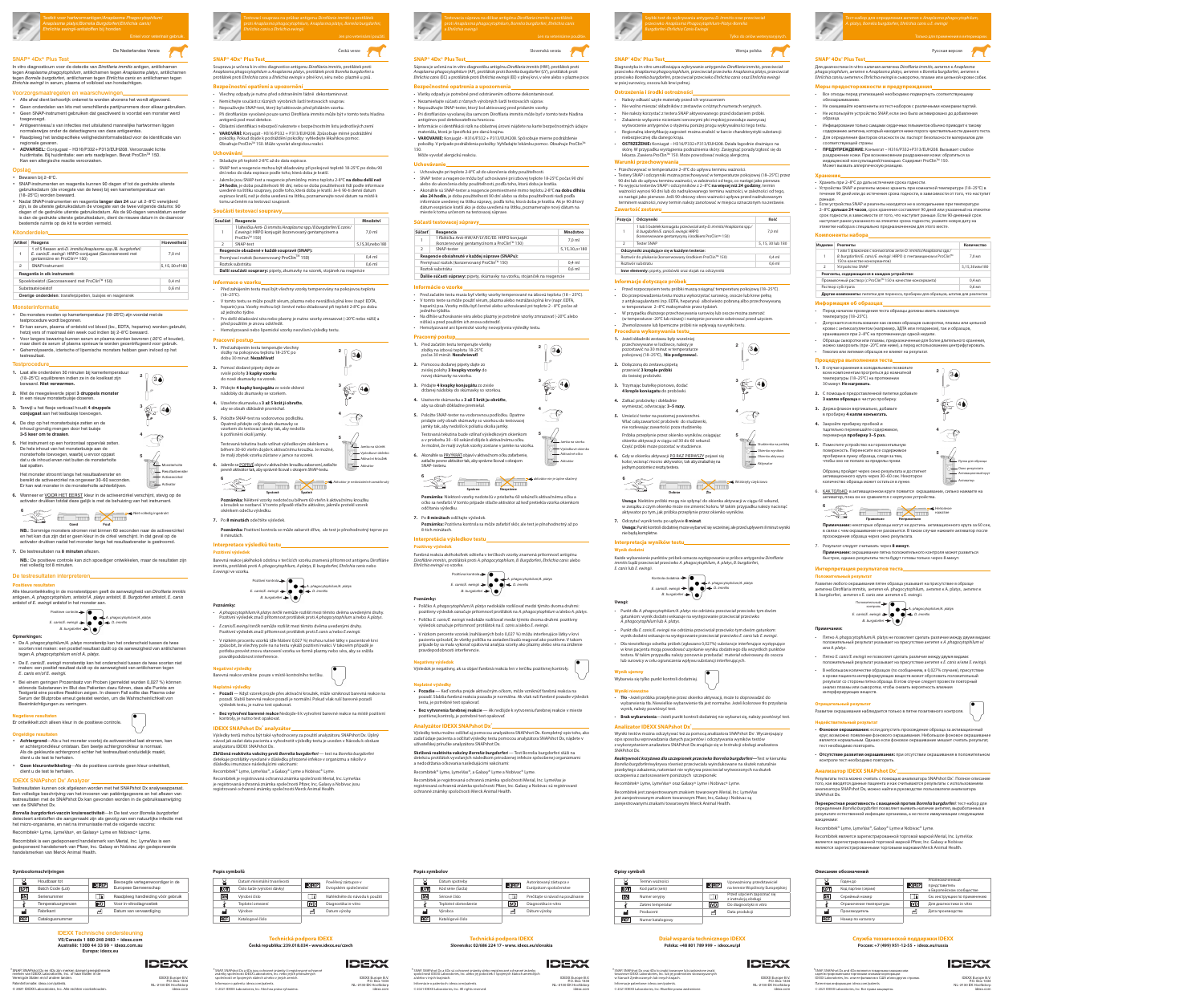# Testkit voor hartwormantigen/Anaplasma phagocytophilum/Anaplasma platys/Borrelia burgdorferi/Ehrlichia canis/Ehrlichia ewingii-antistoffen bij honden

Enkel voor veterinair gebruik

De Nederlandse Versie

## SNAP* 4Dx* Plus Test

In vitro diagnosticum voor de detectie van *Dirofilaria immitis* antigen, antilichamen tegen *Anaplasma phagocytophilum*, antilichamen tegen *Anaplasma platys*, antilichamen tegen *Borrelia burgdorferi*, antilichamen tegen *Ehrlichia canis* en antilichamen tegen *Ehrlichia ewingii* in serum, plasma of volbloed van hondachtigen.

### Voorzorgsmaatregelen en waarschuwingen

- Alle afval dient behoorlijk ontsmet te worden alvorens het wordt afgevoerd.
- Geen onderdelen van kits met verschillende partijnummers door elkaar gebruiken.
- Geen SNAP-instrument gebruiken dat geactiveerd is voordat een monster werd toegevoegd.
- Antigeenniveaus van infecties met uitsluitend mannelijke hartwormen liggen normaliter onder de detectiegrens van deze antigentest.
- Raadpleeg het landspecifieke veiligheidsinformatieblad voor de identificatie van regionale gevaren.
- **ADVARSEL:** Conjugaat – H316/P332+P313/EUH208. Veroorzaakt lichte huidirritatie. Bij huidirritatie: een arts raadplegen. Bevat ProClin™ 150. Kan een allergische reactie veroorzaken.

### Opslag

- Bewaren bij 2–8°C.
- SNAP-instrumenten en reagentia kunnen 90 dagen of tot de gedrukte uiterste gebruiksdatum (de vroegste van de twee) bij kamertemperatuur van (18–25°C) worden bewaard.
- Nadat SNAP-instrumenten en reagentia **langer dan 24 uur** uit 2–8°C verwijderd zijn, is de uiterste gebruiksdatum de vroegste van de twee volgende datums: 90 dagen of de gedrukte uiterste gebruiksdatum. Als de 90-dagen vervaldatum eerder is dan de gedrukte uiterste gebruiksdatum, dient de nieuwe datum in de daarvoor bestemde ruimte op de kit te worden vermeld.

### Kitonderdelen

| Artikel | Reagens | Hoeveelheid |
|---|---|---|
| 1 | 1 of 5 flessen anti-*D. immitis/Anaplasma spp./B. burgdorferi/E. canis/E. ewingii*; HRPO-conjugaat (Geconserveerd met gentamicine en ProClin™ 150) | 7,0 ml |
| 2 | SNAP-instrument | 5, 15, 30 of 180 |
| **Reagentia in elk instrument:** | | |
| | Spoelvloeistof (Geconserveerd met ProClin™ 150) | 0,4 ml |
| | Substraatoplossing | 0,6 ml |
| **Overige onderdelen:** transferpipetten, buisjes en reagensrek | | |

### Monsterinformatie

- De monsters moeten op kamertemperatuur (18–25°C) zijn voordat met de testprocedure wordt begonnen.
- Er kan serum, plasma of volbloed (bv., EDTA, heparine) worden gebruikt, hetzij vers of maximaal één week oud indien bij 2–8°C bewaard.
- Voor langere bewaring kunnen serum en plasma worden bevroren (-20°C of kouder), maar dient de serum of plasma opnieuw te worden gecentrifugeerd voor gebruik.
- Gehemolyseerde, icterische of lipemische monsters hebben geen invloed op het testresultaat.

### Testprocedure

1. Laat alle onderdelen 30 minuten bij kamertemperatuur (18–25°C) equilibreren indien ze in de koelkast zijn bewaard. **Niet verwarmen.**
2. Met de meegeleverde pipet **3 druppels monster** in een nieuw monsterbuisje doseren.
3. Terwijl u het flesje verticaal houdt **4 druppels conjugaat** aan het testbuisje toevoegen.
4. De dop op het monsterbuisje zetten en de inhoud grondig mengen door het buisje **3–5 keer om te draaien**.
5. Het instrument op een horizontaal oppervlak zetten. De hele inhoud van het monsterbuisje aan de monsterholte toevoegen, waarbij u ervoor oppast dat u de inhoud niet buiten de monsterholte laat spatten.
   Het monster stroomt langs het resultaatvenster en bereikt de activeercirkel na ongeveer 30–60 seconden. Er kan wat monster in de monsterholte achterblijven.
6. Wanneer er VOOR HET EERST kleur in de activeercirkel verschijnt, stevig op de activator drukken totdat deze gelijk is met de behuizing van het instrument.

Monsterholte
Resultaatvenster
Activeercirkel
Activator

Niet volledig ingedrukt
Goed
Fout

**NB.:** Sommige monsters stromen niet binnen 60 seconden naar de activeercirkel en het kan dus zijn dat ze eerst niet kleuren. Druk in dit geval op de activator nadat het monster langs het resultaatvenster is gestroomd.

7. De testresultaten na **8 minuten** aflezen.

**NB.:** De positieve controle kan zich eerder ontwikkelen, maar de resultaten zijn niet volledig tot 8 minuten.

### De testresultaten interpreteren

#### Positieve resultaten

Alle kleurontwikkeling in de monsterstippen geeft de aanwezigheid van *Dirofilaria immitis* antigeen, *A. phagocytophilum*, antistof *A. platys* antistof, *B. burgdorferi* antistof, *E. canis* antistof of *E. ewingii* antistof in het monster aan.

Positieve controle
*A. phagocytophilum/A. platys*
*E. canis/E. ewingii*
*D. immitis*
*B. burgdorferi*

**Opmerkingen:**

- De *A. phagocytophilum/A. platys* monsterstip kan het onderscheid tussen de twee soorten niet maken: een positief resultaat duidt op de aanwezigheid van antilichamen tegen *A. phagocytophilum* en/of *A. platys*.
- De *E. canis/E. ewingii* monsterstip kan het onderscheid tussen de twee soorten niet maken: een positief resultaat duidt op de aanwezigheid van antilichamen tegen *E. canis* en/of *E. ewingii*.
- Bei einem geringen Prozentsatz von Proben (gemeldet wurden 0,027 %) können störende Substanzen im Blut des Patienten dazu führen, dass alle Punkte am Testgerät eine positive Reaktion zeigen. In diesem Fall sollte die Plasma oder Serum der Blutprobe erneut getestet werden, um die Wahrscheinlichkeit von Beeinträchtigungen zu verringern.

#### Negatieve resultaten

Er ontwikkelt zich alleen kleur in de positieve controle.

#### Ongeldige resultaten

- **Achtergrond**—Als u het monster voorbij de activeercirkel laat stromen, kan er achtergrondkleur ontstaan. Een beetje achtergrondkleur is normaal. Als de gekleurde achtergrond echter het testresultaat onduidelijk maakt, dient u de test te herhalen.
- **Geen kleurontwikkeling**—Als de positieve controle geen kleur ontwikkelt, dient u de test te herhalen.

### IDEXX SNAPshot Dx* Analyzer

Testresultaten kunnen ook afgelezen worden met het SNAPshot Dx analyseapparaat. Een volledige beschrijving van het invoeren van patiëntgegevens en het aflezen van testresultaten met de SNAPshot Dx kan gevonden worden in de gebruikersaanwijzing van de SNAPshot Dx.

***Borrelia burgdorferi*-vaccin kruisreactiviteit**—In de test voor *Borrelia burgdorferi* detecteert antistoffen die aangemaakt zijn als gevolg van een natuurlijke infectie met het micro-organisme, en niet na immunisatie met de volgende vaccins:

Recombitek® Lyme, LymeVax®, en Galaxy® Lyme en Nobivac® Lyme.

Recombitek is een geregistreerd handelsmerk van Merial, Inc. LymeVax is een gedeponeerd handelsmerk van Pfizer, Inc. Galaxy en Nobivac zijn gedeponeerde handelsmerken van Merck Animal Health.

### Symboolomschrijvingen

| | |
|---|---|
| Houdbaar tot | Bevoegde vertegenwoordiger in de Europese Gemeenschap |
| Batch Code (Lot) | Raadpleeg handleiding voor gebruik |
| Serienummer | Voor in-vitrodiagnostiek |
| Temperatuurgrenzen | Datum van vervaardiging |
| Fabrikant | |
| Catalogusnummer | |

**IDEXX Technische ondersteuning**
**VS/Canada 1 800 248 2483 • idexx.com**
**Australië: 1300 44 33 99 • idexx.com.au**
**Europa: idexx.eu**

© 2021 IDEXX Laboratories, Inc. Alle rechten voorbehouden.

IDEXX Europe B.V. P.O. Box 1334 NL-2130 EK Hoofddorp idexx.com

---

# Testovací souprava na průkaz antigenu *Dirofilaria immitis* a protilátek proti *Anaplasma phagocytophilum*, *Anaplasma platys*, *Borrelia burgdorferi*, *Ehrlichia canis* a *Ehrlichia ewingii*

Jen pro veterinární použití.

Česká verze

## SNAP* 4Dx* Plus Test

Souprava je určena k in vitro diagnostice antigenu *Dirofilaria immitis*, protilátek proti *Anaplasma phagocytophilum* a *Anaplasma platys*, protilátek proti *Borrelia burgdorferi* a protilátek proti *Ehrlichia canis* a *Ehrlichia ewingii* v plné krvi, séru nebo plazmě u psů.

### Bezpečnostní opatření a upozornění

- Všechny odpady je nutno před odstraněním řádně dekontaminovat.
- Nemíchejte součásti z různých výrobních šarží testovacích souprav.
- Nepoužívejte SNAP test, který byl aktivován před přidáním vzorku.
- Při dirofilarióze vyvolané pouze samci Dirofilaria immitis může být v tomto teste hladina antigenu pod detekovatelnou hranicí.
- Oblastní identifikaci nebezpečí naleznete v bezpečnostním listu jednotlivých zemí.
- **VAROVÁNÍ:** Konjugát – H316/P332 + P313/EUH208. Způsobuje mírné podráždění pokožky. Pokud dojde k podráždění pokožky, vyhledejte lékařskou pomoc. Obsahuje ProClin™ 150. Může vyvolat alergickou reakci.

### Uchovávání

- Skladujte při teplotě 2-8°C až do data expirace.
- SNAP test a reagencie mohou být skladovány při pokojové teplotě 18-25°C po dobu 90 dní nebo do data expirace podle toho, která doba je kratší.
- Jakmile jsou SNAP test a reagencie přemístěny mimo teplotu 2-8°C **na dobu delší než 24 hodin**, je doba použitelnosti 90 dní, nebo se doba použitelnosti řídí podle informace uvedené na štítku soupravy, podle toho, která doba je kratší. Je-li 90 denní doba expirace kratší, než je doba uvedená na štítku, poznamenejte nové datum na místo k tomu určené na štítku soupravy.

### Součásti testovací soupravy

| Součást | Reagencie | Množství |
|---|---|---|
| 1 | 1 lahvička Anti- *D.immitis/Anaplasma spp./B.burgdorferi/E.canis/E.ewingii*; HRPO konjugát (konzervovaný gentamycinem a ProClin™ 150) | 7,0 ml |
| 2 | SNAP-test | 5,15,30 nebo 180 |
| **Reagencie obsažené v každé soupravě (SNAP):** | | |
| | Promývací roztok (konzervovaný ProClin™ 150) | 0,4 ml |
| | Roztok substrátu | 0,6 ml |
| **Další součásti soupravy:** pipety, zkumavky na vzorek, stojánek na reagencie | | |

### Informace o vzorku

- Před zahájením testu musí být všechny vzorky temperovány na pokojovou teplotu (18–25°C).
- V tomto testu se může použít sérum, plazma nebo nesrážlivá plná krev (např. EDTA, heparin) psa. Vzorky mohou být čerstvé nebo uchovávané při teplotě 2-8°C po dobu až jednoho týdne.
- Pro delší skladování séra nebo plazmy je nutno vzorky zmrazovat (-20°C nebo níže) a poté znovu odstředit.
- Hemolyzované nebo lipemické vzorky neovlivní výsledky testu.

### Pracovní postup

1. Před zahájením testu temperujte všechny složky na pokojovou teplotu 18-25°C po dobu 30 minut. **Nezahřívat!**
2. Pomocí dodané pipety dejte do svislé polohy **3 kapky vzorku** do nové zkumavky na vzorku.
3. Přidejte **4 kapky konjugátu** ze svisle držené nádobky do zkumavky se vzorkem.
4. Uzavřete zkumavku **a 3 až 5 krát ji obraťte**, aby se obsah důkladně promíchal.
5. Položte SNAP-test na vodorovnou podložku. Opatrně přidejte celý obsah zkumavky se vzorkem do testovací jamky tak, aby nedošlo k potřísnění okolí jamky.
   Testovaná tekutina bude velmi výsledkovým okénkem a během 30-60 vteřin dojde k aktivačnímu kroužku. Je možné, že malý zbytek vzorku zůstane v jamce na vzorek.
6. Jakmile se POPRVÉ objeví v aktivačním kroužku zabarvení, zatlačte pevně aktivátor tak, aby správně lícoval s tělem SNAP-testu.

Jamka na vzorek
Výsledkové okénko
Aktivační kroužek
Aktivátor

Aktivátor je nedostatečně zasunutý
Správně
Špatně

**Poznámka:** Některé vzorky nedotečou během 60 vteřin k aktivačnímu kroužku a kroužek se nezbarví. V tomto případě stlačte aktivátor, jakmile proteklý vzorek okénkem odečtu výsledku.

7. Po **8 minutách** odečtěte výsledek.

**Poznámka:** Pozitivní kontrola se může zabarvit dříve, ale test je plnohodnotný teprve po 8 minutách.

### Interpretace výsledků testu

#### Pozitivní výsledek

Barevná reakce jakéhokoli odstínu v terčících vzorku znamená přítomnost antigenu *Dirofilaria immitis*, protilátek proti *A. phagocytophilum*, *A. platys*, *B. burgdorferi*, *Ehrlichia canis* nebo *E. ewingii* ve vzorku.

Pozitivní kontrola
*A. phagocytophilum/A. platys*
*E. canis/E. ewingii*
*D. immitis*
*B. burgdorferi*

**Poznámky:**

- *A. phagocytophilum/A.platys* terčík nemůže rozlišit mezi těmito dvěma uvedenými druhy. Pozitivní výsledek značí přítomnost protilátek proti *A. phagocytophilum* a/nebo *A. platys*.
- *E.canis/E.ewingii* terčík nemůže rozlišit mezi těmito dvěma uvedenými druhy. Pozitivní výsledek značí přítomnost protilátek proti *E.canis* a/nebo *E.ewingii*.
- V malém procentu vzorků (přibližně 0,027 %) mohou interferující látky v krvi pacienta způsobit, že všechny pole na testu vykáží pozitivní reakci. V takovém případě je potřeba provést znovu stanovení vzorku ve formě plazmy nebo séra, aby se snížila pravděpodobnost interference.

#### Negativní výsledky

Barevná reakce vznikne pouze v místě kontrolního terčíku.

#### Neplatné výsledky

- **Pozadí** — Když vzorek projde přes aktivační kroužek, může se zbarvit pozadí. Slabě barevná reakce pozadí je normální. Pokud však ruší barevné pozadí výsledek testu, je nutno test opakovat.
- **Bez vytvoření barevné reakce** Nedojde-li k vytvoření barevné reakce na místě pozitivní kontroly, je nutno test opakovat.

### IDEXX SNAPshot Dx* analyzátor

Výsledky testu mohou být také vyhodnoceny za pomocí analyzátoru SNAPshot Dx. Úplný návod jak zadat data pacienta a vyhodnotit výsledky testu je uveden v Návodu k obsluze analyzátoru IDEXX SNAPshot Dx.

**Zkřížená reaktivita vakcíny proti *Borrelia burgdorferi*** — test na *Borrelia burgdorferi* deteguje protilátky vytvořené v důsledku přirozené infekce v organismu a nikoliv v důsledku imunizace následujícími vakcínami:

Recombitek® Lyme, LymeVax®, a Galaxy® Lyme a Nobivac® Lyme.

Recombitek je registrovaná ochranná známka společnosti Merial, Inc. LymeVax je registrovaná ochranná známka společnosti Pfizer, Inc. Galaxy a Nobivac jsou registrované ochranné známky společnosti Merck Animal Health.

### Popis symbolů

| | |
|---|---|
| Datum minimální trvanlivosti | Pověřený zástupce v Evropském společenství |
| Číslo šarže (výrobní dávky) | Nahlédněte do návodu k použití |
| Výrobní číslo | Diagnostika in vitro |
| Teplotní omezení | Datum výroby |
| Výrobce | |
| Katalogové číslo | |

**Technická podpora IDEXX**
**Česká republika: 239.018.034 • www.idexx.eu/czech**

© 2021 IDEXX Laboratories, Inc.

IDEXX Europe B.V. P.O. Box 1334 NL-2130 EK Hoofddorp idexx.com

---

# Testovacia súprava na detekciu antigénu *Dirofilaria immitis* a protilátok proti *Anaplasma phagocytophilum*, *Anaplasma platys*, *Borrelia burgdorferi*, *Ehrlichia canis* a *Ehrlichia ewingii*

Len na veterinárne použitie

Slovenská verzia

## SNAP* 4Dx* Plus Test

Súprava je určená na in-vitro diagnostiku antigénu *Dirofilaria immitis* (HW), protilátok proti *Anaplasma phagocytophilum* (AP), protilátok proti *Borrelia burgdorferi* (LY), protilátok proti *Ehrlichia canis* (EC) a protilátok proti *Ehrlichia ewingii* (EE) v plnej krvi, sére alebo v plazme psov.

### Bezpečnostné opatrenia a upozornenia

- Všetky odpady je potrebné pred odstránením odborne dekontaminovať.
- Nezamieňajte súčasti z rôznych výrobných šarží testovacích súprav.
- Nepoužívajte SNAP-tester, ktorý bol aktivovaný pred pridaním vzorky.
- Pri dirofilarióze vyvolanej iba samcami Dirofilaria immitis môže byť v tomto teste hladina antigénu pod detekovateľnou hranicou.
- Informácie o identifikácii rizík na oblastnej úrovni nájdete na karte bezpečnostných údajov materiálu, ktorá je špecifická pre danú krajinu.
- **VAROVANIE:** Konjugát – H316/P332 + P313/EUH208. Spôsobuje mierne podráždenie pokožky. V prípade podráždenia pokožky: Vyhľadajte lekársku pomoc. Obsahuje ProClin™ 150. Môže vyvolať alergickú reakciu.

### Uchovávanie

- Uchovávajte pri teplote 2-8°C až do ukončenia doby použiteľnosti.
- SNAP-tester a reagencie môžu byť uchovávané pri izbovej teplote 18-25°C počas 90 dní alebo do ukončenia doby použiteľnosti, podľa toho, ktorá doba je kratšia.
- Akonáhle sú SNAP-tester a reagencie premiestnené mimo teploty 2-8°C **na dobu dlhšiu ako 24 hodín**, je doba použiteľnosti 90 dní alebo sa doba použiteľnosti riadi podľa informácií uvedenej na štítku súpravy, podľa toho, ktorá doba je kratšia. Ak je 90 dňová doba expirácie kratšia ako je doba uvedená na štítku, poznamenajte nový dátum na mieste k tomu určenom na štítku súpravy.

### Súčasti testovacej súpravy

| Súčasť | Reagencia | Množstvo |
|---|---|---|
| 1 | 1 fľaštička Anti-HW/AP/LY/EC/EE; HRPO konjugát (konzervovaný gentamicínom a ProClin™ 150) | 7,0 ml |
| 2 | SNAP-tester | 5,15,30 or 180 |
| **Reagencie obsiahnuté v každej súprave (SNAPu):** | | |
| | Premývací roztok (konzervovaný ProClin™ 150) | 0,4 ml |
| | Roztok substrátu | 0,6 ml |
| **Ďalšie súčasti súpravy:** pipety, skúmavky na vzorky, stojan na reagencie | | |

### Informácie o vzorke

- Pred začatím testu musia byť všetky vzorky temperované na izbovú teplotu (18–25°C).
- V tomto teste sa môže použiť sérum, plazma alebo nezrážanlivá plná krv (napr. EDTA, heparín) psa. Vzorky môžu byť čerstvé alebo uchovávané pri teplote 2–8°C počas až jedného týždňa.
- Na dlhšie uchovávanie séra alebo plazmy je potrebné vzorky zmrazovať (-20°C alebo nižšie) a pred použitím je znovu odstrediť.
- Hemolyzované alebo lipemické vzorky neovplyvnia výsledky testu.

### Pracovný postup

1. Pred začatím testu temperujte všetky zložky na izbovú teplotu 18-25°C počas 30 minút. **Nezahrievať!**
2. Pomocou dodanej pipety dajte do zvislej polohy **3 kvapky vzorky** do novej skúmavky na vzorku.
3. Pridajte **4 kvapky konjugátu** zo zvisle držanej nádobky do skúmavky so vzorkou.
4. Uzatvorte skúmavku **a 3 až 5 krát ju obráťte**, aby sa obsah dôkladne premiešal.
5. Položte SNAP-tester na vodorovnú podložku. Opatrne pridajte celý obsah skúmavky so vzorkou do testovacej jamky tak, aby nedošlo k postriekaniu okolia jamky.
   Testovaná tekutina bude vtekať výsledkovým okienkom a v priebehu 30 - 60 sekúnd dôjde k aktivačnému očku. Je možné, že malý zvyšok vzorky zostane v jamke na vzorku.
6. Akonáhle sa PRVÝKRÁT objaví zafarbenie v aktivačnom očku, zatlačte pevne aktivátor tak, aby správne lícoval s telom SNAP-testera.

Jamka na vzorku
Výsledkové okienko
Aktivačné očko
Aktivátor

Aktivátor nie je úplne stlačený
Správne
Nesprávne

**Poznámka:** Niektoré vzorky nedotečú v priebehu 60 sekúnd k aktivačnému očku a očko sa nezafarbí. V tomto prípade stlačte aktivátor až keď pretiekla vzorka okienkom odčítania výsledku.

7. Po **8 minútach** odčítajte výsledok.

**Poznámka:** Pozitívna kontrola sa môže zafarbiť skôr, ale test je plnohodnotný až po 8-ich minútach.

### Interpretácia výsledkov testu

#### Pozitívny výsledok

Farebná reakcia akéhokoľvek odtieňa v terčíkoch vzorky znamená prítomnosť antigénu *Dirofilaria immitis*, protilátok proti *A. phagocytophilum*, *A. platys*, *B. burgdorferi*, *Ehrlichia canis* alebo *Ehrlichia ewingii* vo vzorke.

Pozitívna kontrola
*A. phagocytophilum/A. platys*
*E. canis/E. ewingii*
*D. immitis*
*B. burgdorferi*

**Poznámky:**

- Políčko *A. phagocytophilum/A.platys* nedokáže rozlišovať medzi týmito dvoma druhmi: pozitívny výsledok označuje prítomnosť protilátok na *A. phagocytophilum* a/alebo *A. platys*.
- Políčko *E. canis/E. ewingii* nedokáže rozlišovať medzi týmito dvoma druhmi: pozitívny výsledok označuje prítomnosť protilátok na *E. canis* a/alebo *E. ewingii*.
- V malom percente vzoriek (nahlásených bolo 0,027 %) môžu interferujúce látky v krvi pacienta spôsobiť, že všetky políčka na testovacom zariadení budú reagovať ako pozitívne. V takom prípade by sa mala vykonať opätovná analýza vzorky ako plazmy alebo séra na zníženie pravdepodobnosti interferencie.

#### Negatívny výsledok

Výsledok je negatívny, ak sa objaví farebná reakcia len v terčíku pozitívnej kontroly.

#### Neplatný výsledok

- **Pozadie** — Keď vzorka prejde aktivačným očkom, môže vzniknúť farebná reakcia na pozadí. Slabá farebná reakcia pozadia je normálna. Ak však ruší farebné pozadie výsledok testu, je potrebné test opakovať.
- **Bez vytvorenia farebnej reakcie** — Ak nedôjde k vytvoreniu farebnej reakcie v mieste pozitívnej kontroly, je potrebné test opakovať.

### Analyzátor IDEXX SNAPshot Dx*

Výsledky testu možno odčítať aj pomocou analyzátora SNAPshot Dx. Kompletný opis toho, ako zadať údaje pacienta a odčítať výsledky testu pomocou analyzátora SNAPshot Dx, nájdete v užívateľskej príručke analyzátora SNAPshot Dx.

**Skrížená reaktivita vakcíny proti *Borrelia burgdorferi*** — Test *Borrelia burgdorferi* slúži na detekciu protilátok vyvolaných následkom prirodzenej infekcie spôsobenej organizmami a nedochádza ku skríženej reaktivite s nasledujúcimi vakcínami:

Recombitek® Lyme, LymeVax®, a Galaxy® Lyme a Nobivac® Lyme.

Recombitek je registrovaná ochranná známka spoločnosti Merial, Inc. LymeVax je registrovaná ochranná známka spoločnosti Pfizer, Inc. Galaxy a Nobivac sú registrované ochranné známky spoločnosti Merck Animal Health.

### Popis symbolov

| | |
|---|---|
| Dátum spotreby | Autorizovaný zástupca v Európskom spoločenstve |
| Kód šarže (šarža) | Prečítajte si návod na použitie |
| Sériové číslo | Diagnostika in vitro |
| Teplotné obmedzenie | Dátum výroby |
| Výrobca | |
| Katalógové číslo | |

**Technická podpora IDEXX**
**Slovensko: 02/686 24 17 • www.idexx.eu/slovakia**

© 2021 IDEXX Laboratories, Inc. All rights reserved.

IDEXX Europe B.V. P.O. Box 1334 NL-2130 EK Hoofddorp idexx.com

---

# Szybki test do wykrywania antygenu *D. immitis* oraz przeciwciał przeciwko *Anaplasma phagocytophilum/A.platys/Borrelia burgdorferi/Ehrlichia canis/E.ewingii*

Tylko dla celów weterynaryjnych

Wersja polska

## SNAP* 4Dx* Plus Test

Diagnostyka in vitro umożliwiająca wykrywanie antygenów *Dirofilaria immitis*, przeciwciał przeciwko *Anaplasma phagocytophilum*, przeciwciał przeciwko *Anaplasma platys*, przeciwciał przeciwko *Borrelia burgdorferi*, przeciwciał przeciwko *Ehrlichia canis* oraz *Ehrlichia ewingii* w psiej surowicy, osoczu lub krwi pełnej.

### Ostrzeżenia i środki ostrożności

- Należy odkażać wszystkie materiały przed ich wyrzuceniem.
- Nie wolno mieszać składników z zestawów o różnych numerach seryjnych.
- Nie należy korzystać z testera SNAP aktywowanego przed dodaniem próbki.
- Zakażenie wyłącznie samcami nicieni sercowych zazwyczaj powoduje wytworzenie antygenów na poziomie poniżej progu wykrywalności tego testu.
- Regionalną identyfikację zagrożeń można znaleźć w karcie charakterystyki substancji niebezpiecznej dla danego kraju.
- **OSTRZEŻENIE:** Koniugat – H316/P332+P313/EUH208. Działa łagodnie drażniąco na skórę. W przypadku wystąpienia podrażnienia skóry: Zasięgnąć porady/zgłosić się do lekarza. Zawiera ProClin™ 150. Może powodować reakcję alergiczną.

### Warunki przechowywania

- Przechowywać w temperaturze 2–8°C do upływu terminu ważności.
- Testery SNAP i odczynniki można przechowywać w temperaturze pokojowej (18–25°C) przez 90 dni lub do upływu terminu ważności, w zależności od tego, co nastąpi jako pierwsze.
- Po wyjęciu testerów SNAP i odczynników z 2–8°C **na więcej niż 24 godziny**, termin ważności wynosi 90 dni lub do nadrukowanego terminu ważności, w zależności od tego, co nastąpi jako pierwsze. Jeśli 90-dniowy okres ważności upływa przed nadrukowanym terminem ważności, nowy termin należy zanotować w miejscu oznaczonym na zestawie.

### Zawartość zestawu

| Pozycja | Odczynniki | Ilość |
|---|---|---|
| 1 | 1 lub 5 butelek koniugatu przeciwciał anty-*D.immitis/Anaplasma spp./B.burgdorferi/E.canis/E.ewingii* HRPO (konserwowane gentamycyną i środkiem ProClin™ 150) | 7,0 ml |
| 2 | Tester SNAP | 5, 15, 30 lub 180 |
| **Odczynniki znajdujące się w każdym testerze:** | | |
| | Roztwór do płukania (konserwowany środkiem ProClin™ 150) | 0,4 ml |
| | Roztwór substratu | 0,6 ml |
| **Inne elementy:** pipety, probówki oraz stojak na odczynniki | | |

### Informacje dotyczące próbek

- Przed rozpoczęciem testu próbki muszą osiągnąć temperaturę pokojową (18–25°C).
- Do przeprowadzenia testu można wykorzystać surowicę, osocze lub krew pełną z antykoagulantem (np. EDTA, heparyna), świeżo pobraną lub przechowywaną w temperaturze 2–8°C maksymalnie przez tydzień.
- W przypadku dłuższego przechowywania surowicę lub osocze można zamrozić (w temperaturze -20°C lub niższej) i następnie ponownie odwirować przed użyciem.
- Zhemolizowane lub lipemiczne próbki nie wpływają na wynik testu.

### Procedura wykonywania testu

1. Jeżeli składniki zestawu były wcześniej przechowywane w lodówce, należy je pozostawić na 30 minut w temperaturze pokojowej (18–25°C). **Nie podgrzewać.**
2. Dołączoną do zestawu pipetą przenieść **3 krople próbki** do świeżej probówki.
3. Trzymając butelkę pionowo, dodać **4 krople koniugatu** do probówki.
4. Zatkać probówkę i dokładnie wymieszać, odwracając **3–5 razy**.
5. Umieścić tester na poziomej powierzchni. Wlać całą zawartość probówki do studzienki, nie rozlewając zawartości poza studzienkę.
   Próbka przepłynie przez okno wyników, osiągając okienko aktywacji w ciągu od 30 do 60 sekund. Część próbki może pozostać w studzience.
6. Gdy w okienku aktywacji PO RAZ PIERWSZY pojawi się kolor, wcisnąć mocno aktywator, tak aby znalazł się na jednym poziomie z obudową testera.

Studzienka na próbkę
Okno wyników
Okienko aktywacji
Aktywator

Wciśnięty całkowicie
Dobrze
Źle

**Uwaga:** Niektóre próbki mogą nie spłynąć do okienka aktywacji w ciągu 60 sekund, w związku z czym okienko może nie zmienić koloru. W takim przypadku należy nacisnąć aktywator po tym, jak próbka przepłynie przez okienko wyników.

7. Odczytać wynik testu po upływie **8 minut**.

**Uwaga:** Punkt kontroli dodatniej może wybarwić się wcześniej, ale przed upływem 8 minut wyniki nie będą kompletne.

### Interpretacja wyników testu

#### Wynik dodatni

Każde wybarwienie punktów próbek oznacza występowanie w próbce antygenów *Dirofilaria immitis* bądź przeciwciał przeciwko *A. phagocytophilum*, *A. platys*, *B. burgdorferi*, *E. canis* lub *E. ewingii*.

Kontrola dodatnia
*A. phagocytophilum/A. platys*
*E. canis/E. ewingii*
*D. immitis*
*B. burgdorferi*

**Uwagi:**

- Punkt dla *A. phagocytophilum/A. platys* nie odróżnia przeciwciał przeciwko tym dwóm gatunkom; wynik dodatni wskazuje na występowanie przeciwciał przeciwko *A. phagocytophilum* lub *A. platys*.
- Punkt dla *E. canis/E. ewingii* nie odróżnia przeciwciał przeciwko tym dwóm gatunkom; wynik dodatni wskazuje na występowanie przeciwciał przeciwko *E. canis* lub *E. ewingii*.
- Dla niewielkiego odsetka próbek (zgłaszano 0,027%) substancje interferujące występujące we krwi pacjenta mogą powodować uzyskanie wyniku dodatniego dla wszystkich punktów testera. W takim przypadku należy ponownie przebadać materiał w postaci osocza lub surowicy w celu ograniczenia wpływu substancji interferujących.

#### Wynik ujemny

Wybarwia się tylko punkt kontroli dodatniej.

#### Wynik nieważny

- **Tło** – Jeżeli próbka przepłynie przez okienko aktywacji, może to doprowadzić do wybarwienia tła. Niewielkie wybarwienie tła jest normalne. Jeżeli kolorowe tło przysłania wynik, należy powtórzyć test.
- **Brak wybarwienia**—Jeżeli punkt kontroli dodatniej nie wybarwi się, należy powtórzyć test.

### Analizator IDEXX SNAPshot Dx*

Wyniki testów można odczytywać też za pomocą analizatora SNAPshot Dx. Wyczerpujący opis sposobu wprowadzania danych pacjentów i odczytywania wyników testów z wykorzystaniem analizatora SNAPshot Dx znajduje się w Instrukcji obsługi analizatora SNAPshot Dx.

***Reaktywność krzyżowa dla szczepionek przeciwko Borrelia burgdorferi***—Test w kierunku *Borrelia burgdorferi* wykrywa również przeciwciała wytworzone na skutek naturalnie przebytego zakażenia, natomiast nie wykrywa przeciwciał wytworzonych na skutek szczepienia z zastosowaniem poniższych szczepionek:

Recombitek® Lyme, LymeVax® oraz Galaxy® Lyme i Nobivac® Lyme.

Recombitek jest zarejestrowanym znakiem towarowym Merial, Inc. LymeVax jest zarejestrowanym znakiem towarowym Pfizer, Inc. Galaxy i Nobivac są zarejestrowanymi znakami towarowymi Merck Animal Health.

### Opisy symboli

| | |
|---|---|
| Termin ważności | Upoważniony przedstawiciel na terenie Wspólnoty Europejskiej |
| Kod partii (serii) | Przed użyciem zapoznać się z instrukcją obsługi |
| Numer seryjny | Do diagnostyki in vitro |
| Zakres temperatur | Data produkcji |
| Producent | |
| Numer katalogowy | |

**Dział wsparcia technicznego IDEXX**
**Polska: +48 801 789 999 • idexx.eu/pl**

© 2021 IDEXX Laboratories, Inc. Wszelkie prawa zastrzeżone.

IDEXX Europe B.V. P.O. Box 1334 NL-2130 EK Hoofddorp idexx.com

---

# Тест-набор для определения антигена к *Anaplasma phagocytophilum*, *A. platys*, *Borrelia burgdorferi*, *Ehrlichia canis* и *E. ewingii*

Только для ветеринарного использования

Русская версия

## SNAP* 4Dx* Plus Test

Для диагностики in vitro наличия антигена *Dirofilaria immitis*, антител к *Anaplasma phagocytophilum*, антител к *Anaplasma platys*, антител к *Borrelia burgdorferi*, антител к *Ehrlichia canis* и антител к *Ehrlichia ewingii* в сыворотке, плазме или цельной крови собак.

### Меры предосторожности и предупреждения

- Все отходы перед утилизацией необходимо подвергнуть соответствующему обеззараживанию.
- Не смешивайте компоненты из тест-наборов с различными номерами партий.
- Не используйте устройство SNAP, если оно было активировано до добавления образца.
- Инфицирование только самцами сердечных гельминтов обычно приводит к такому содержанию антигена, который находится ниже порога чувствительности данного теста.
- Для определения факторов опасности см. паспорт безопасности материалов для соответствующей страны.
- **ПРЕДУПРЕЖДЕНИЕ:** Конъюгат – H316/P332+P313/EUH208. Вызывает слабое раздражение кожи. При возникновении раздражения кожи: обратиться за медицинской консультацией/помощью. Содержит ProClin™ 150. Может вызвать аллергическую реакцию.

### Хранение

- Хранить при 2–8°C до даты истечения срока годности.
- Устройства SNAP и реагенты можно хранить при комнатной температуре (18–25°C) в течение 90 дней или до истечения срока годности, в зависимости от того, что наступит раньше.
- Если устройства SNAP и реагенты находятся не в холодильнике при температуре 2–8°C **более 24 часов**, срок хранения составляет 90 дней или указанный на этикетке срок годности, в зависимости от того, что наступит раньше. Если 90-дневный срок наступает раньше указанного на этикетке срока годности, новую дату необходимо указать в специально предусмотренном для этого месте.

### Компоненты набора

| Изделие | Реагенты | Количество |
|---|---|---|
| 1 | 1 или 5 флаконов с конъюгатом анти-*D. immitis/Anaplasma spp./B. burgdorferi/E. canis/E. ewingii*; HRPO (с гентамицином и ProClin™ 150 в качестве консервантов) | 7,0 мл |
| 2 | Устройство SNAP | 5,15,30 или 180 |
| **Реагенты, содержащиеся в каждом устройстве:** | | |
| | Промывочный раствор (с ProClin™ 150 в качестве консерванта) | 0,4 мл |
| | Раствор субстрата | 0,6 мл |
| **Другие компоненты:** пипетки для переноса, пробирки для образцов, штатив для реагентов | | |

### Информация об образцах

- Перед началом проведения теста образцы должны иметь комнатную температуру (18–25°C).
- Допускается использование как свежих образцов сыворотки, плазмы или цельной крови с антикоагулянтом (например, ЭДТА или гепарином), так и образцов, хранившихся при 2–8°C в продолжение до одной недели.
- Образцы сыворотки или плазмы, предназначенные для более длительного хранения, можно заморозить (при -20°C или ниже), а перед использованием центрифугировать.
- Гемолиз или липемия образцов не влияют на результат.

### Процедура выполнения теста

1. В случае хранения в холодильнике позвольте всем компонентам прогреться до комнатной температуры (18–25°C) в течение 30 минут. **Не нагревать.**
2. С помощью предоставленной пипетки добавьте **3 капли образца** в чистую пробирку.
3. Держа флакон вертикально, добавьте в пробирку **4 капли конъюгата**.
4. Закройте пробирку пробкой и тщательно перемешайте содержимое, перевернув пробирку **3–5 раз**.
5. Поместите устройство на горизонтальную поверхность. Перенесите все содержимое пробирки в лунку образца, следя за тем, чтобы оно не попало за пределы лунки.
   Образец пройдет через окно результатов и достигнет активационного круга через 30–60 сек. Некоторое количество образца может остаться в лунке.
6. КАК ТОЛЬКО в активационном круге появится окрашивание, сильно нажмите на активатор, пока он не сравняется с корпусом устройства.

Лунка для образца
Окно результатов
Активационный круг
Активатор

Неполное нажатие
Правильно
Неправильно

**Примечание:** некоторые образцы могут не достичь активационного круга за 60 сек, в связи с чем окрашивание не развивается. В таком случае нажмите активатор после прохождения образца через окно результата.

7. Результат следует считывать через **8 минут**.

**Примечание:** окрашивание пятна положительного контроля может развиться быстрее, однако результаты теста будут готовы только через 8 минут.

### Интерпретация результатов теста

#### Положительный результат

Развитие любого окрашивания пятен образца указывает на присутствие в образце антигена *Dirofilaria immitis*, антител к *A. phagocytophilum*, антител к *A. platys*, антител к *B. burgdorferi*, антител к *E. canis* или антител к *E. ewingii*.

Положительный контроль
*A. phagocytophilum/A. platys*
*E. canis/E. ewingii*
*D. immitis*
*B. burgdorferi*

**Примечания:**

- Пятно *A. phagocytophilum/A. platys* не позволяет сделать различие между двумя видами: положительный результат указывает на присутствие антител к *A. phagocytophilum* и/или *A. platys*.
- Пятно *E. canis/E. ewingii* не позволяет сделать различие между двумя видами: положительный результат указывает на присутствие антител к *E. canis* и/или *E. ewingii*.
- В небольшом количестве образцов (по сообщениям, в 0,027% случаев), присутствие в крови пациента интерферирующих веществ может обусловить положительный результат со стороны всех пятен образца. В этом случае следует провести повторный анализ плазмы или сыворотки, чтобы снизить вероятность влияния интерферирующих веществ.

#### Отрицательный результат

Развитие окрашивания наблюдается только в пятне положительного контроля.

#### Недействительный результат

- **Фоновое окрашивание:** если допустить прохождение образца за активационный круг, возможно появление фонового окрашивания. Небольшое фоновое окрашивание является нормальным. Однако если фоновое окрашивание мешает считать результат, тест необходимо повторить.
- **Отсутствие развития окрашивания:** при отсутствии окрашивания в положительном контроле тест необходимо повторить.

### Анализатор IDEXX SNAPshot Dx*

Результаты теста можно считать с помощью анализатора SNAPshot Dx. Полное описание того, как вводятся данные пациента и как считываются результаты с использованием анализатора SNAPshot Dx, можно найти в руководстве пользователя анализатора SNAPshot Dx.

**Перекрестная реактивность с вакциной против *Borrelia burgdorferi*:** тест-набор для определения *Borrelia burgdorferi* позволяет выявить наличие антител, выработанных в результате естественной инфекции организма, а не после иммунизации следующими вакцинами:

Recombitek® Lyme, LymeVax®, Galaxy® Lyme и Nobivac® Lyme.

Recombitek является зарегистрированной торговой маркой Merial, Inc. LymeVax является зарегистрированной торговой маркой Pfizer, Inc. Galaxy и Nobivac являются зарегистрированными торговыми марками Merck Animal Health.

### Описание обозначений

| | |
|---|---|
| Годен до | Уполномоченный представитель в Европейском сообществе |
| Код партии (серия) | См. инструкцию по применению |
| Серийный номер | Для диагностики in vitro |
| Ограничение температуры | Дата производства |
| Производитель | |
| Номер по каталогу | |

**Служба технической поддержки IDEXX**
**Россия: +7 (499) 951-12-55 • idexx.eu/russia**

© 2021 IDEXX Laboratories, Inc. Все права защищены.

IDEXX Europe B.V. P.O. Box 1334 NL-2130 EK Hoofddorp idexx.com